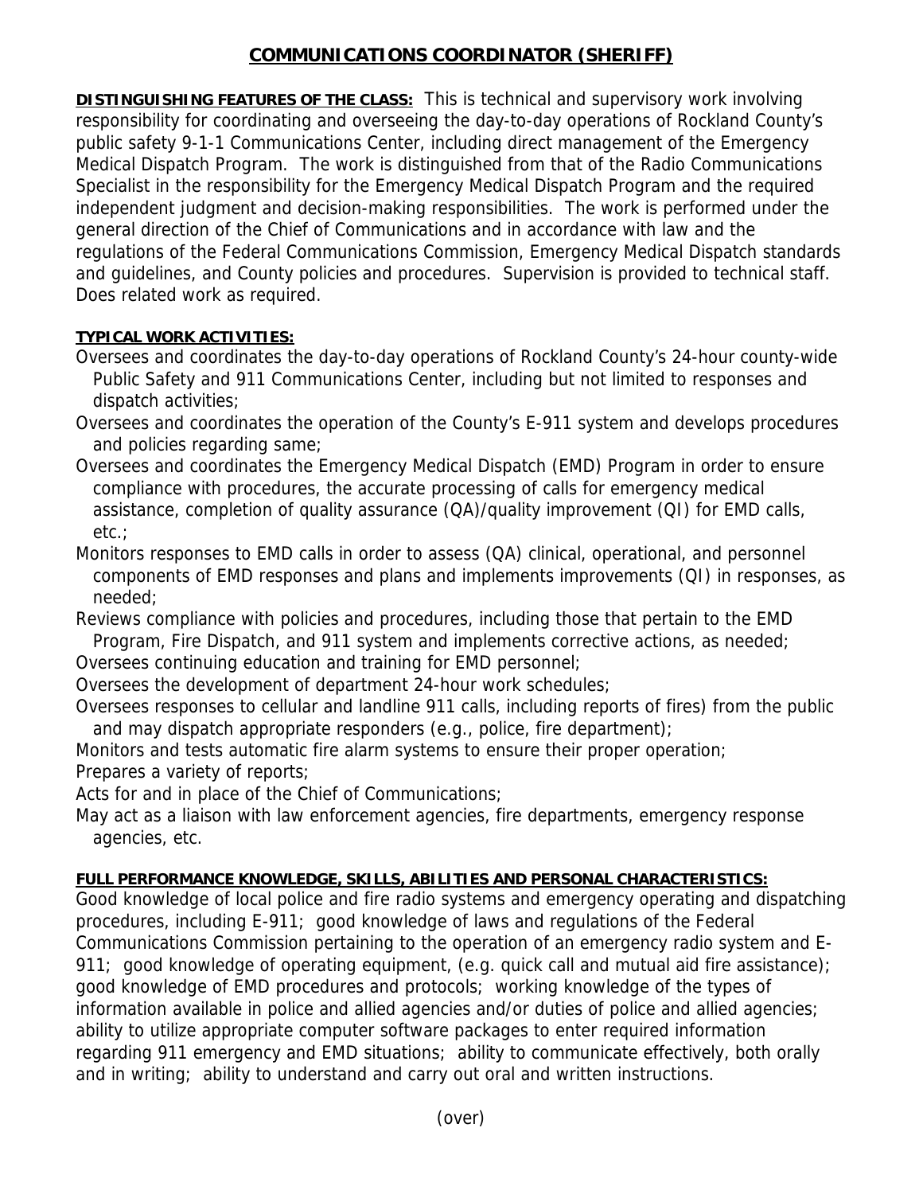# COMMUNICATIONS COORDINATOR (SHERIFF)

**DISTINGUISHING FEATURES OF THE CLASS:** This is technical and supervisory work involving responsibility for coordinating and overseeing the day-to-day operations of Rockland County's public safety 9-1-1 Communications Center, including direct management of the Emergency Medical Dispatch Program. The work is distinguished from that of the Radio Communications Specialist in the responsibility for the Emergency Medical Dispatch Program and the required independent judgment and decision-making responsibilities. The work is performed under the general direction of the Chief of Communications and in accordance with law and the regulations of the Federal Communications Commission, Emergency Medical Dispatch standards and guidelines, and County policies and procedures. Supervision is provided to technical staff. Does related work as required.

**TYPICAL WORK ACTIVITIES:**

Oversees and coordinates the day-to-day operations of Rockland County's 24-hour county-wide Public Safety and 911 Communications Center, including but not limited to responses and dispatch activities;

Oversees and coordinates the operation of the County's E-911 system and develops procedures and policies regarding same;

Oversees and coordinates the Emergency Medical Dispatch (EMD) Program in order to ensure compliance with procedures, the accurate processing of calls for emergency medical assistance, completion of quality assurance (QA)/quality improvement (QI) for EMD calls, etc.;

Monitors responses to EMD calls in order to assess (QA) clinical, operational, and personnel components of EMD responses and plans and implements improvements (QI) in responses, as needed;

Reviews compliance with policies and procedures, including those that pertain to the EMD Program, Fire Dispatch, and 911 system and implements corrective actions, as needed;

Oversees continuing education and training for EMD personnel;

Oversees the development of department 24-hour work schedules;

Oversees responses to cellular and landline 911 calls, including reports of fires) from the public and may dispatch appropriate responders (e.g., police, fire department);

Monitors and tests automatic fire alarm systems to ensure their proper operation;

Prepares a variety of reports;

Acts for and in place of the Chief of Communications;

May act as a liaison with law enforcement agencies, fire departments, emergency response agencies, etc.

**FULL PERFORMANCE KNOWLEDGE, SKILLS, ABILITIES AND PERSONAL CHARACTERISTICS:**
Good knowledge of local police and fire radio systems and emergency operating and dispatching procedures, including E-911; good knowledge of laws and regulations of the Federal Communications Commission pertaining to the operation of an emergency radio system and E-911; good knowledge of operating equipment, (e.g. quick call and mutual aid fire assistance); good knowledge of EMD procedures and protocols; working knowledge of the types of information available in police and allied agencies and/or duties of police and allied agencies; ability to utilize appropriate computer software packages to enter required information regarding 911 emergency and EMD situations; ability to communicate effectively, both orally and in writing; ability to understand and carry out oral and written instructions.

(over)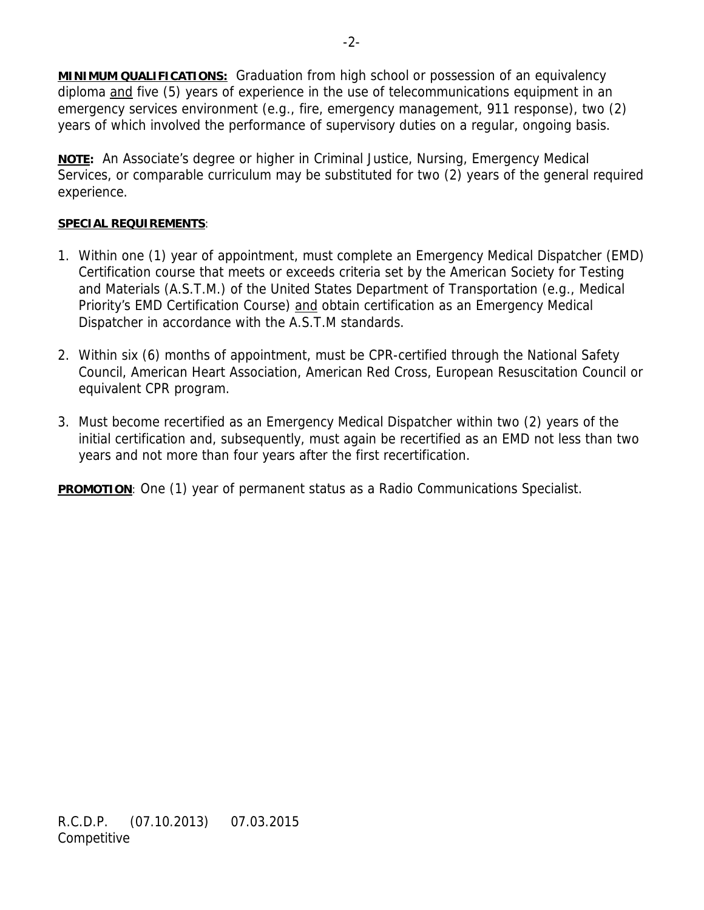**MINIMUM QUALIFICATIONS:** Graduation from high school or possession of an equivalency diploma and five (5) years of experience in the use of telecommunications equipment in an emergency services environment (e.g., fire, emergency management, 911 response), two (2) years of which involved the performance of supervisory duties on a regular, ongoing basis.

**NOTE:** An Associate's degree or higher in Criminal Justice, Nursing, Emergency Medical Services, or comparable curriculum may be substituted for two (2) years of the general required experience.

**SPECIAL REQUIREMENTS**:

1. Within one (1) year of appointment, must complete an Emergency Medical Dispatcher (EMD) Certification course that meets or exceeds criteria set by the American Society for Testing and Materials (A.S.T.M.) of the United States Department of Transportation (e.g., Medical Priority's EMD Certification Course) and obtain certification as an Emergency Medical Dispatcher in accordance with the A.S.T.M standards.

2. Within six (6) months of appointment, must be CPR-certified through the National Safety Council, American Heart Association, American Red Cross, European Resuscitation Council or equivalent CPR program.

3. Must become recertified as an Emergency Medical Dispatcher within two (2) years of the initial certification and, subsequently, must again be recertified as an EMD not less than two years and not more than four years after the first recertification.

**PROMOTION**: One (1) year of permanent status as a Radio Communications Specialist.

R.C.D.P. (07.10.2013) 07.03.2015
Competitive